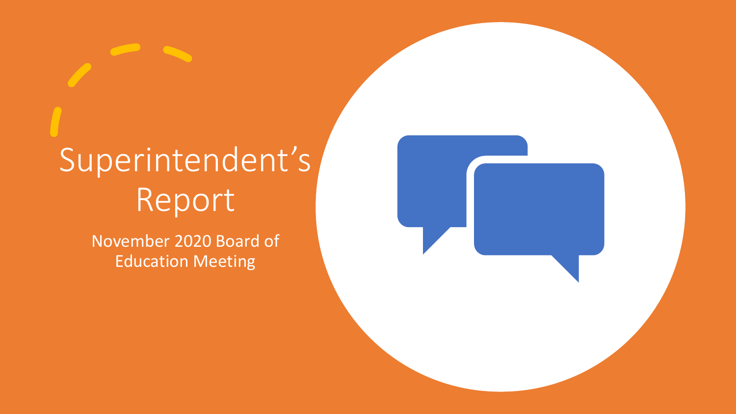# Superintendent's Report

November 2020 Board of Education Meeting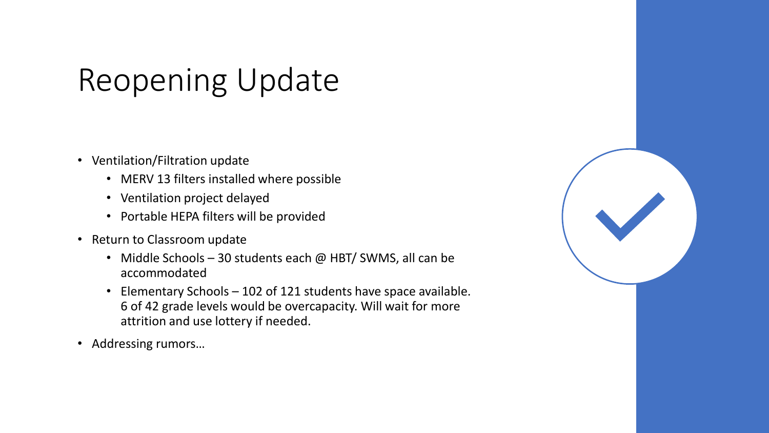# Reopening Update

- Ventilation/Filtration update
  - MERV 13 filters installed where possible
  - Ventilation project delayed
  - Portable HEPA filters will be provided
- Return to Classroom update
  - Middle Schools – 30 students each @ HBT/ SWMS, all can be accommodated
  - Elementary Schools – 102 of 121 students have space available. 6 of 42 grade levels would be overcapacity. Will wait for more attrition and use lottery if needed.
- Addressing rumors…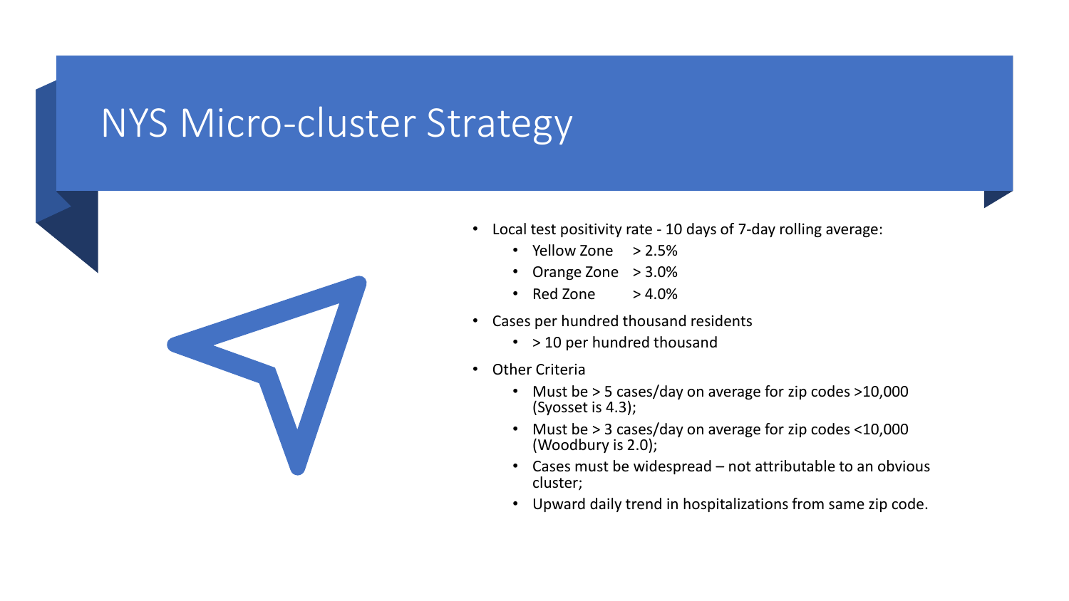# NYS Micro-cluster Strategy

- Local test positivity rate - 10 days of 7-day rolling average:
  - Yellow Zone > 2.5%
  - Orange Zone > 3.0%
  - Red Zone > 4.0%
- Cases per hundred thousand residents
  - > 10 per hundred thousand
- Other Criteria
  - Must be > 5 cases/day on average for zip codes >10,000 (Syosset is 4.3);
  - Must be > 3 cases/day on average for zip codes <10,000 (Woodbury is 2.0);
  - Cases must be widespread – not attributable to an obvious cluster;
  - Upward daily trend in hospitalizations from same zip code.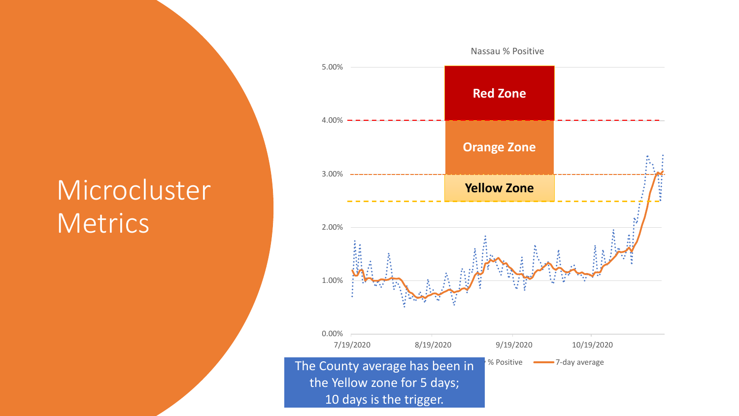# Microcluster Metrics

Nassau % Positive

Red Zone

Orange Zone

Yellow Zone

5.00%
4.00%
3.00%
2.00%
1.00%
0.00%

7/19/2020
8/19/2020
9/19/2020
10/19/2020

% Positive
7-day average

The County average has been in the Yellow zone for 5 days;
10 days is the trigger.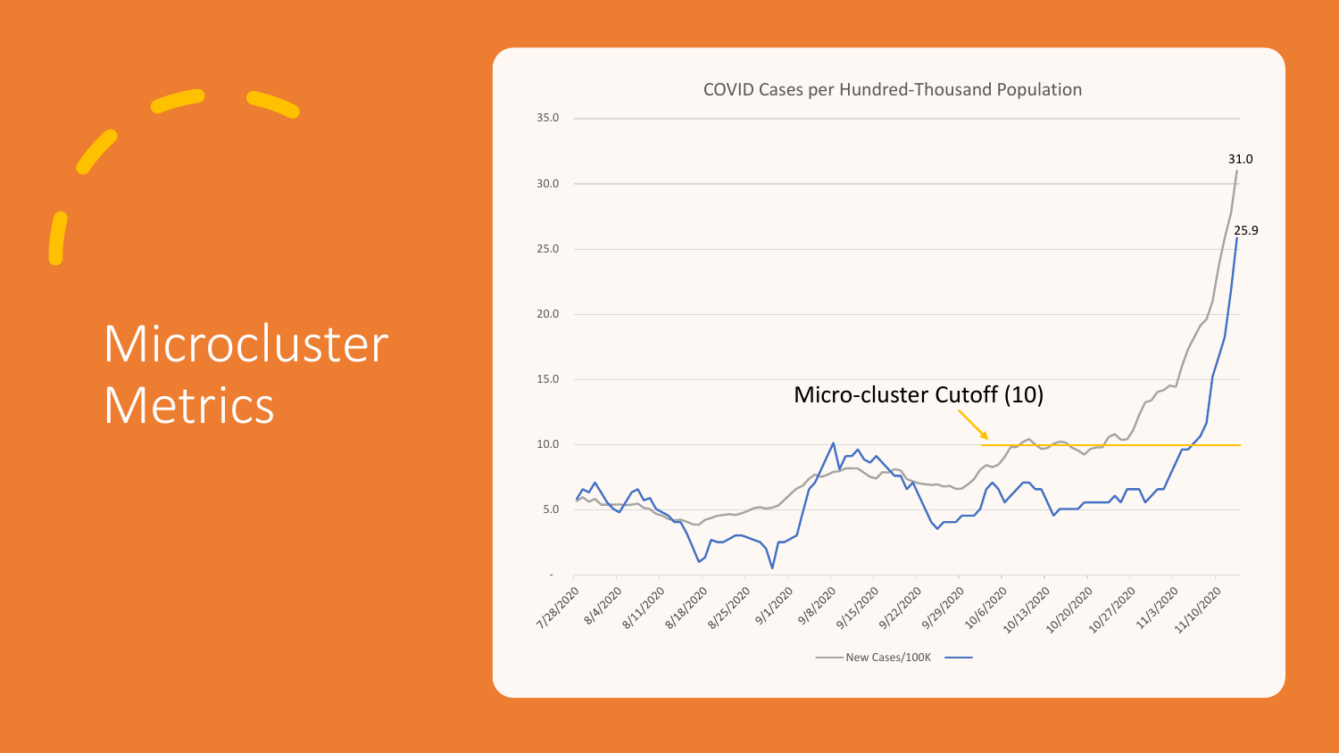# Microcluster Metrics

COVID Cases per Hundred-Thousand Population

Micro-cluster Cutoff (10)

31.0

25.9

New Cases/100K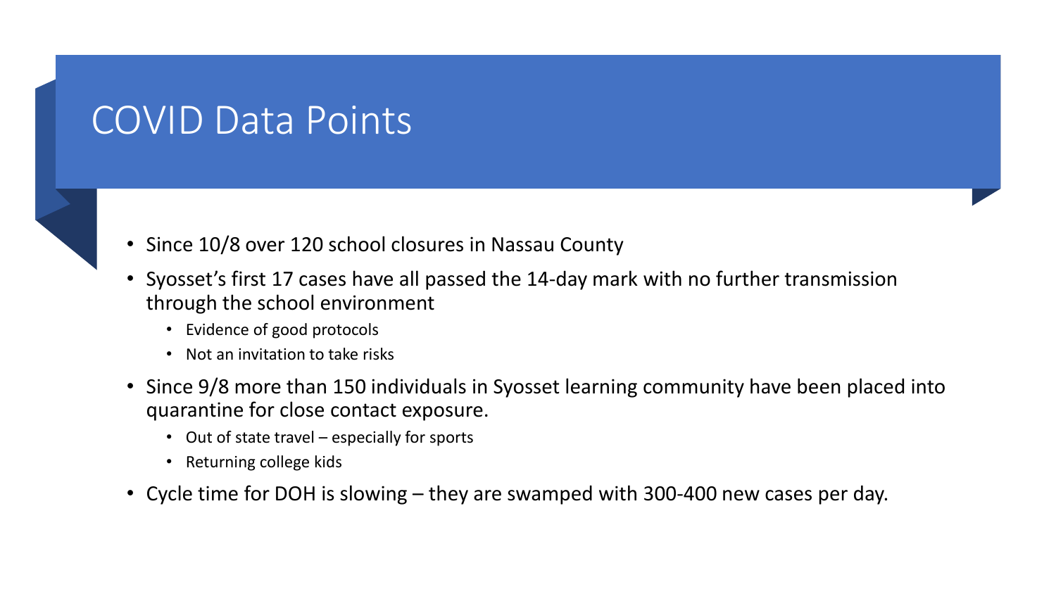# COVID Data Points

- Since 10/8 over 120 school closures in Nassau County
- Syosset's first 17 cases have all passed the 14-day mark with no further transmission through the school environment
  - Evidence of good protocols
  - Not an invitation to take risks
- Since 9/8 more than 150 individuals in Syosset learning community have been placed into quarantine for close contact exposure.
  - Out of state travel – especially for sports
  - Returning college kids
- Cycle time for DOH is slowing – they are swamped with 300-400 new cases per day.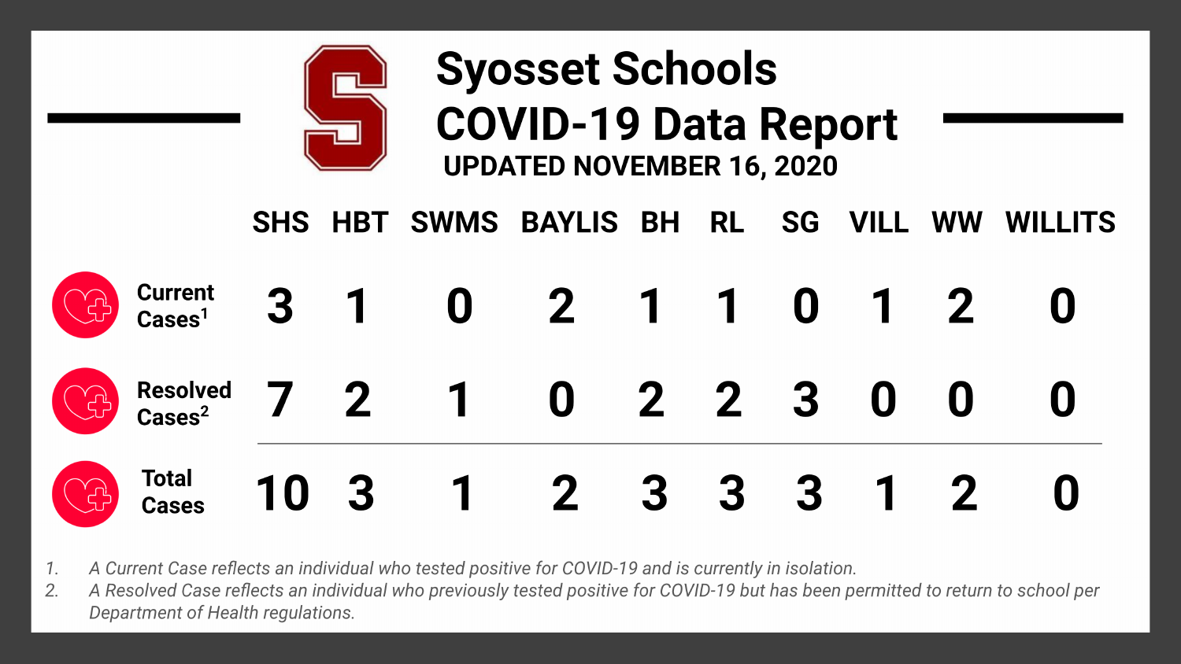# Syosset Schools COVID-19 Data Report

## UPDATED NOVEMBER 16, 2020

| | SHS | HBT | SWMS | BAYLIS | BH | RL | SG | VILL | WW | WILLITS |
|---|---|---|---|---|---|---|---|---|---|---|
| Current Cases[1] | 3 | 1 | 0 | 2 | 1 | 1 | 0 | 1 | 2 | 0 |
| Resolved Cases[2] | 7 | 2 | 1 | 0 | 2 | 2 | 3 | 0 | 0 | 0 |
| Total Cases | 10 | 3 | 1 | 2 | 3 | 3 | 3 | 1 | 2 | 0 |

1. *A Current Case reflects an individual who tested positive for COVID-19 and is currently in isolation.*
2. *A Resolved Case reflects an individual who previously tested positive for COVID-19 but has been permitted to return to school per Department of Health regulations.*